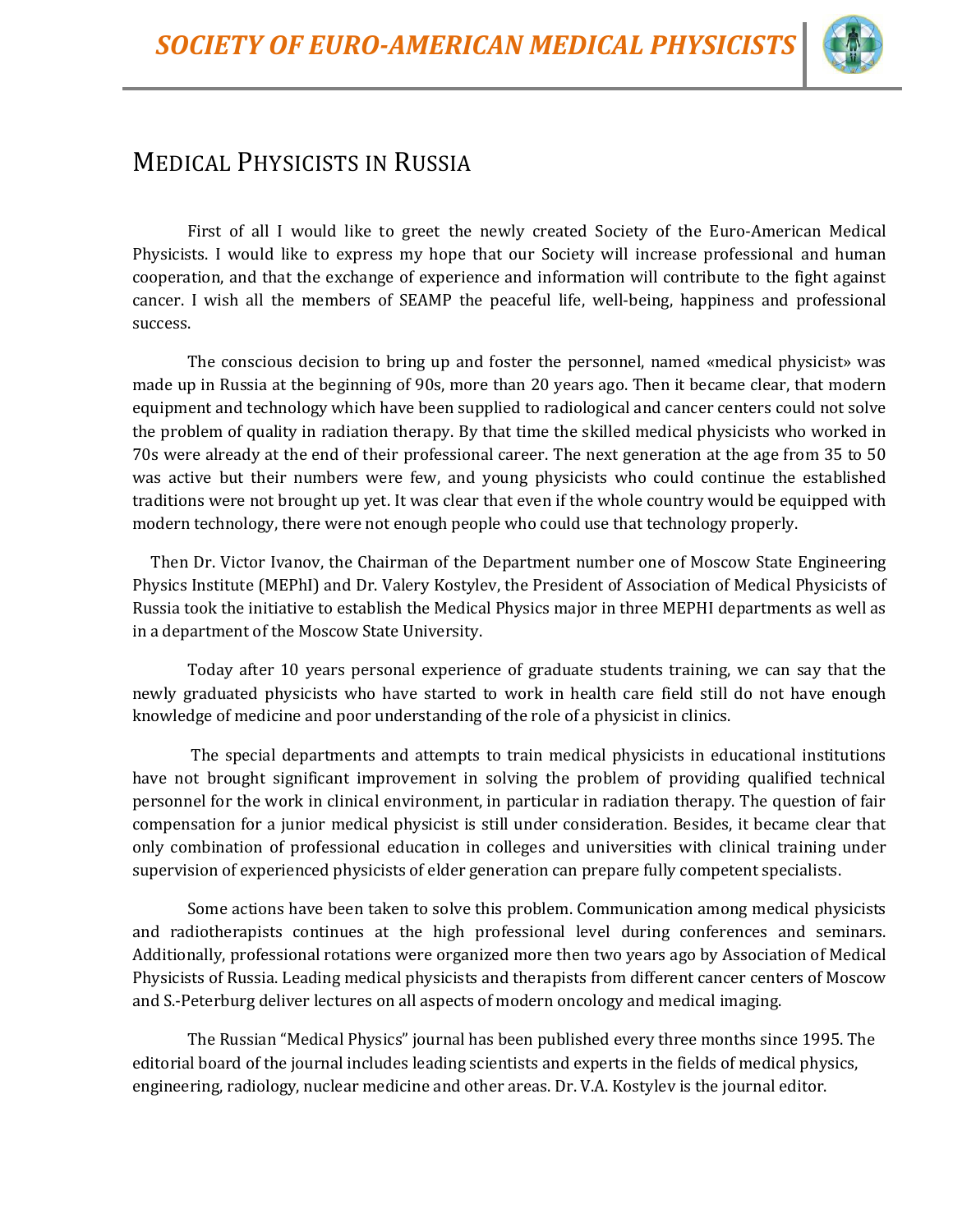# Medical Physicists in Russia

First of all I would like to greet the newly created Society of the Euro-American Medical Physicists. I would like to express my hope that our Society will increase professional and human cooperation, and that the exchange of experience and information will contribute to the fight against cancer. I wish all the members of SEAMP the peaceful life, well-being, happiness and professional success.

The conscious decision to bring up and foster the personnel, named «medical physicist» was made up in Russia at the beginning of 90s, more than 20 years ago. Then it became clear, that modern equipment and technology which have been supplied to radiological and cancer centers could not solve the problem of quality in radiation therapy. By that time the skilled medical physicists who worked in 70s were already at the end of their professional career. The next generation at the age from 35 to 50 was active but their numbers were few, and young physicists who could continue the established traditions were not brought up yet. It was clear that even if the whole country would be equipped with modern technology, there were not enough people who could use that technology properly.

Then Dr. Victor Ivanov, the Chairman of the Department number one of Moscow State Engineering Physics Institute (MEPhI) and Dr. Valery Kostylev, the President of Association of Medical Physicists of Russia took the initiative to establish the Medical Physics major in three MEPHI departments as well as in a department of the Moscow State University.

Today after 10 years personal experience of graduate students training, we can say that the newly graduated physicists who have started to work in health care field still do not have enough knowledge of medicine and poor understanding of the role of a physicist in clinics.

The special departments and attempts to train medical physicists in educational institutions have not brought significant improvement in solving the problem of providing qualified technical personnel for the work in clinical environment, in particular in radiation therapy. The question of fair compensation for a junior medical physicist is still under consideration. Besides, it became clear that only combination of professional education in colleges and universities with clinical training under supervision of experienced physicists of elder generation can prepare fully competent specialists.

Some actions have been taken to solve this problem. Communication among medical physicists and radiotherapists continues at the high professional level during conferences and seminars. Additionally, professional rotations were organized more then two years ago by Association of Medical Physicists of Russia. Leading medical physicists and therapists from different cancer centers of Moscow and S.-Peterburg deliver lectures on all aspects of modern oncology and medical imaging.

The Russian "Medical Physics" journal has been published every three months since 1995. The editorial board of the journal includes leading scientists and experts in the fields of medical physics, engineering, radiology, nuclear medicine and other areas. Dr. V.A. Kostylev is the journal editor.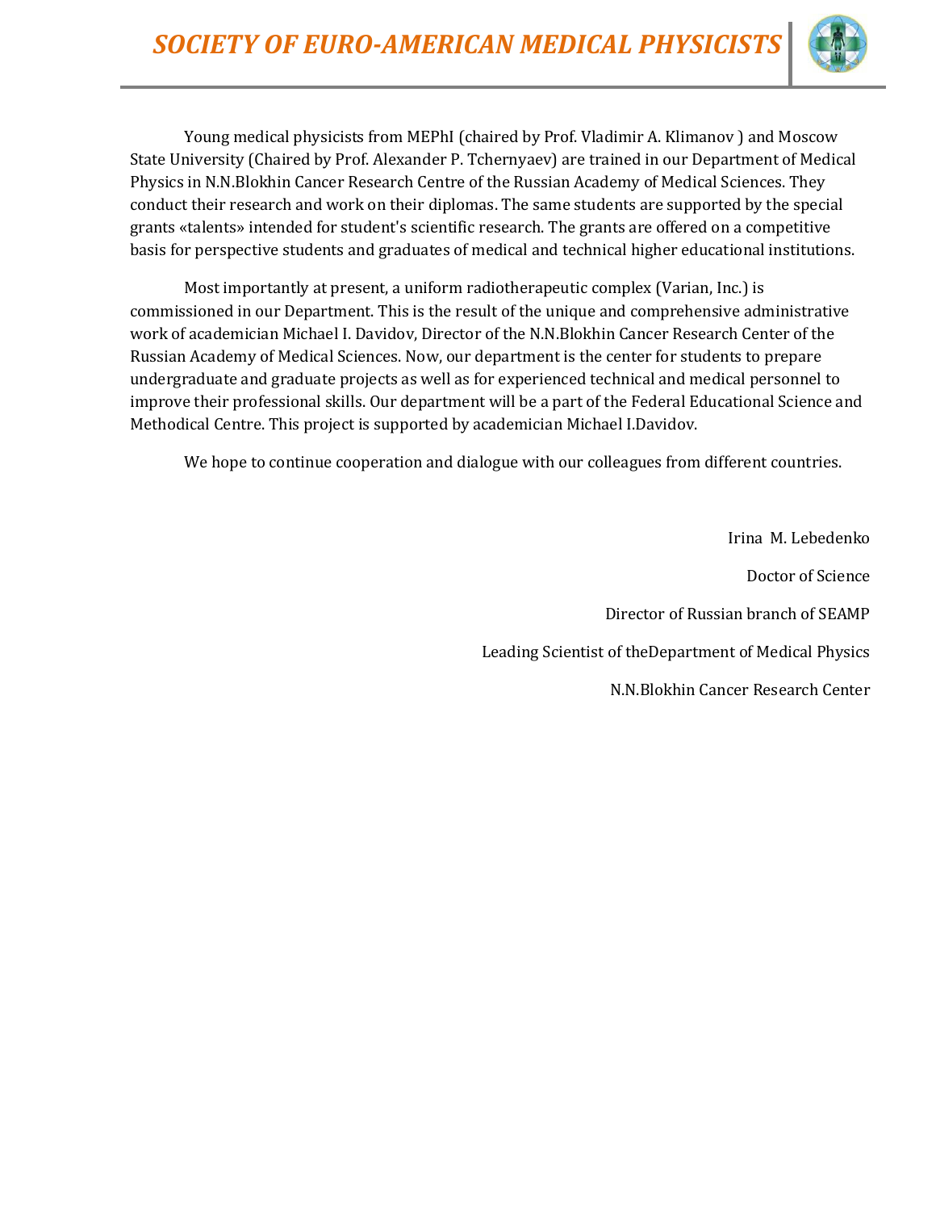Young medical physicists from MEPhI (chaired by Prof. Vladimir A. Klimanov ) and Moscow State University (Chaired by Prof. Alexander P. Tchernyaev) are trained in our Department of Medical Physics in N.N.Blokhin Cancer Research Centre of the Russian Academy of Medical Sciences. They conduct their research and work on their diplomas. The same students are supported by the special grants «talents» intended for student's scientific research. The grants are offered on a competitive basis for perspective students and graduates of medical and technical higher educational institutions.

Most importantly at present, a uniform radiotherapeutic complex (Varian, Inc.) is commissioned in our Department. This is the result of the unique and comprehensive administrative work of academician Michael I. Davidov, Director of the N.N.Blokhin Cancer Research Center of the Russian Academy of Medical Sciences. Now, our department is the center for students to prepare undergraduate and graduate projects as well as for experienced technical and medical personnel to improve their professional skills. Our department will be a part of the Federal Educational Science and Methodical Centre. This project is supported by academician Michael I.Davidov.

We hope to continue cooperation and dialogue with our colleagues from different countries.

Irina M. Lebedenko

Doctor of Science

Director of Russian branch of SEAMP

Leading Scientist of theDepartment of Medical Physics

N.N.Blokhin Cancer Research Center